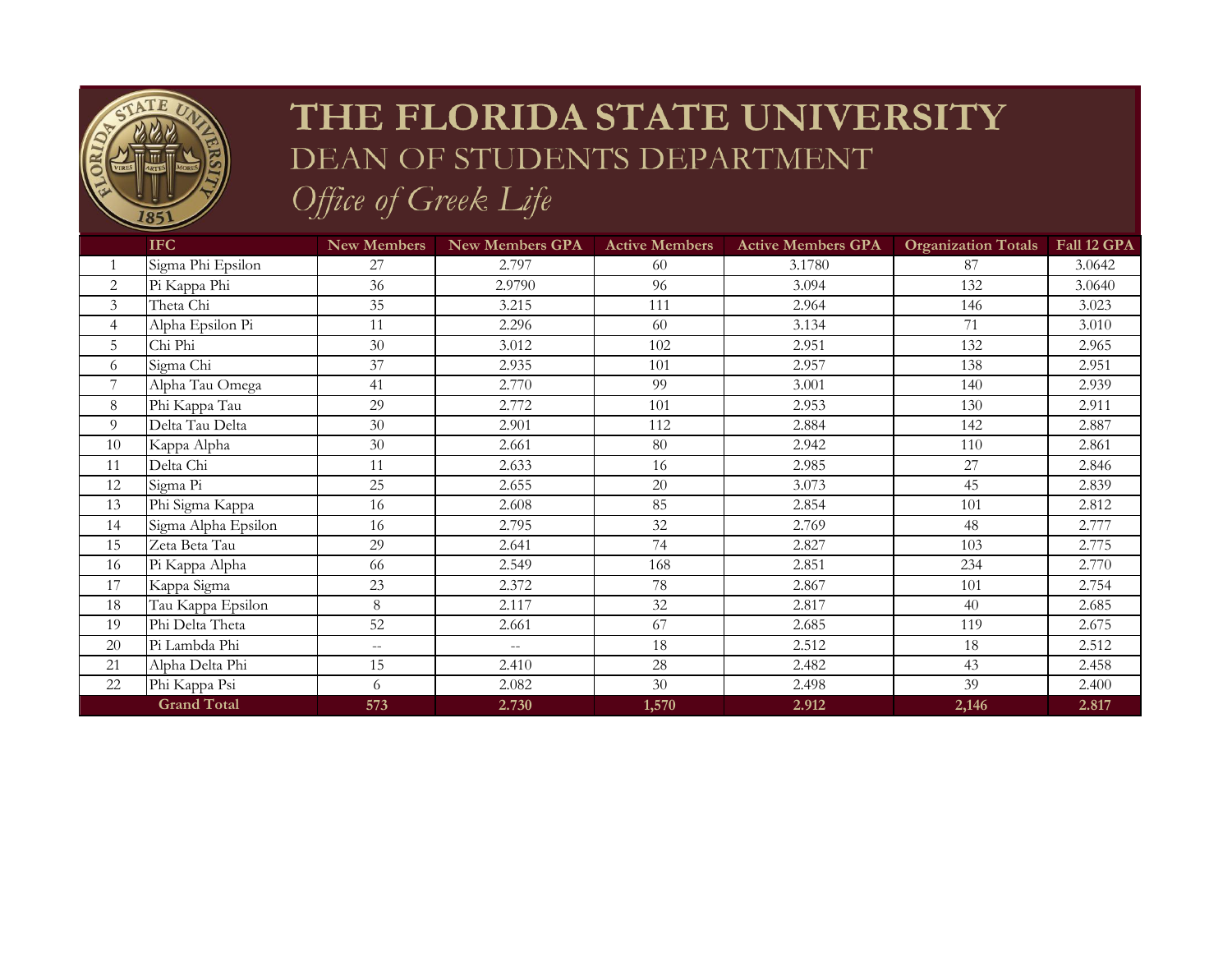# THE FLORIDA STATE UNIVERSITY

## DEAN OF STUDENTS DEPARTMENT

### *Office of Greek Life*

| | IFC | New Members | New Members GPA | Active Members | Active Members GPA | Organization Totals | Fall 12 GPA |
|---|---|---|---|---|---|---|---|
| 1 | Sigma Phi Epsilon | 27 | 2.797 | 60 | 3.1780 | 87 | 3.0642 |
| 2 | Pi Kappa Phi | 36 | 2.9790 | 96 | 3.094 | 132 | 3.0640 |
| 3 | Theta Chi | 35 | 3.215 | 111 | 2.964 | 146 | 3.023 |
| 4 | Alpha Epsilon Pi | 11 | 2.296 | 60 | 3.134 | 71 | 3.010 |
| 5 | Chi Phi | 30 | 3.012 | 102 | 2.951 | 132 | 2.965 |
| 6 | Sigma Chi | 37 | 2.935 | 101 | 2.957 | 138 | 2.951 |
| 7 | Alpha Tau Omega | 41 | 2.770 | 99 | 3.001 | 140 | 2.939 |
| 8 | Phi Kappa Tau | 29 | 2.772 | 101 | 2.953 | 130 | 2.911 |
| 9 | Delta Tau Delta | 30 | 2.901 | 112 | 2.884 | 142 | 2.887 |
| 10 | Kappa Alpha | 30 | 2.661 | 80 | 2.942 | 110 | 2.861 |
| 11 | Delta Chi | 11 | 2.633 | 16 | 2.985 | 27 | 2.846 |
| 12 | Sigma Pi | 25 | 2.655 | 20 | 3.073 | 45 | 2.839 |
| 13 | Phi Sigma Kappa | 16 | 2.608 | 85 | 2.854 | 101 | 2.812 |
| 14 | Sigma Alpha Epsilon | 16 | 2.795 | 32 | 2.769 | 48 | 2.777 |
| 15 | Zeta Beta Tau | 29 | 2.641 | 74 | 2.827 | 103 | 2.775 |
| 16 | Pi Kappa Alpha | 66 | 2.549 | 168 | 2.851 | 234 | 2.770 |
| 17 | Kappa Sigma | 23 | 2.372 | 78 | 2.867 | 101 | 2.754 |
| 18 | Tau Kappa Epsilon | 8 | 2.117 | 32 | 2.817 | 40 | 2.685 |
| 19 | Phi Delta Theta | 52 | 2.661 | 67 | 2.685 | 119 | 2.675 |
| 20 | Pi Lambda Phi | -- | -- | 18 | 2.512 | 18 | 2.512 |
| 21 | Alpha Delta Phi | 15 | 2.410 | 28 | 2.482 | 43 | 2.458 |
| 22 | Phi Kappa Psi | 6 | 2.082 | 30 | 2.498 | 39 | 2.400 |
| | **Grand Total** | **573** | **2.730** | **1,570** | **2.912** | **2,146** | **2.817** |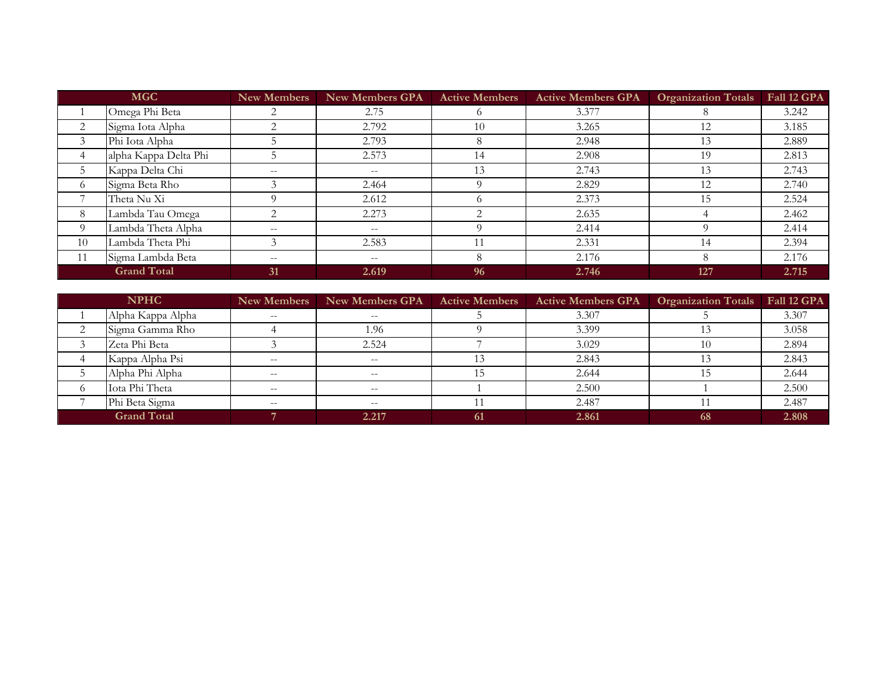| MGC | | New Members | New Members GPA | Active Members | Active Members GPA | Organization Totals | Fall 12 GPA |
|---|---|---|---|---|---|---|---|
| 1 | Omega Phi Beta | 2 | 2.75 | 6 | 3.377 | 8 | 3.242 |
| 2 | Sigma Iota Alpha | 2 | 2.792 | 10 | 3.265 | 12 | 3.185 |
| 3 | Phi Iota Alpha | 5 | 2.793 | 8 | 2.948 | 13 | 2.889 |
| 4 | alpha Kappa Delta Phi | 5 | 2.573 | 14 | 2.908 | 19 | 2.813 |
| 5 | Kappa Delta Chi | -- | -- | 13 | 2.743 | 13 | 2.743 |
| 6 | Sigma Beta Rho | 3 | 2.464 | 9 | 2.829 | 12 | 2.740 |
| 7 | Theta Nu Xi | 9 | 2.612 | 6 | 2.373 | 15 | 2.524 |
| 8 | Lambda Tau Omega | 2 | 2.273 | 2 | 2.635 | 4 | 2.462 |
| 9 | Lambda Theta Alpha | -- | -- | 9 | 2.414 | 9 | 2.414 |
| 10 | Lambda Theta Phi | 3 | 2.583 | 11 | 2.331 | 14 | 2.394 |
| 11 | Sigma Lambda Beta | -- | -- | 8 | 2.176 | 8 | 2.176 |
| **Grand Total** | | **31** | **2.619** | **96** | **2.746** | **127** | **2.715** |

| NPHC | | New Members | New Members GPA | Active Members | Active Members GPA | Organization Totals | Fall 12 GPA |
|---|---|---|---|---|---|---|---|
| 1 | Alpha Kappa Alpha | -- | -- | 5 | 3.307 | 5 | 3.307 |
| 2 | Sigma Gamma Rho | 4 | 1.96 | 9 | 3.399 | 13 | 3.058 |
| 3 | Zeta Phi Beta | 3 | 2.524 | 7 | 3.029 | 10 | 2.894 |
| 4 | Kappa Alpha Psi | -- | -- | 13 | 2.843 | 13 | 2.843 |
| 5 | Alpha Phi Alpha | -- | -- | 15 | 2.644 | 15 | 2.644 |
| 6 | Iota Phi Theta | -- | -- | 1 | 2.500 | 1 | 2.500 |
| 7 | Phi Beta Sigma | -- | -- | 11 | 2.487 | 11 | 2.487 |
| **Grand Total** | | **7** | **2.217** | **61** | **2.861** | **68** | **2.808** |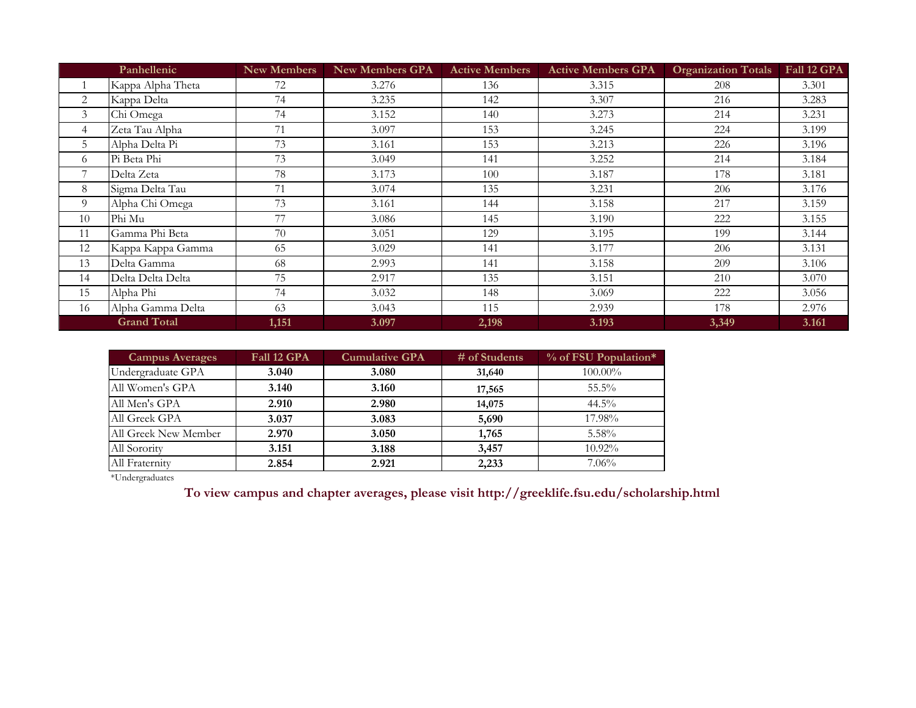| | Panhellenic | New Members | New Members GPA | Active Members | Active Members GPA | Organization Totals | Fall 12 GPA |
|---|---|---|---|---|---|---|---|
| 1 | Kappa Alpha Theta | 72 | 3.276 | 136 | 3.315 | 208 | 3.301 |
| 2 | Kappa Delta | 74 | 3.235 | 142 | 3.307 | 216 | 3.283 |
| 3 | Chi Omega | 74 | 3.152 | 140 | 3.273 | 214 | 3.231 |
| 4 | Zeta Tau Alpha | 71 | 3.097 | 153 | 3.245 | 224 | 3.199 |
| 5 | Alpha Delta Pi | 73 | 3.161 | 153 | 3.213 | 226 | 3.196 |
| 6 | Pi Beta Phi | 73 | 3.049 | 141 | 3.252 | 214 | 3.184 |
| 7 | Delta Zeta | 78 | 3.173 | 100 | 3.187 | 178 | 3.181 |
| 8 | Sigma Delta Tau | 71 | 3.074 | 135 | 3.231 | 206 | 3.176 |
| 9 | Alpha Chi Omega | 73 | 3.161 | 144 | 3.158 | 217 | 3.159 |
| 10 | Phi Mu | 77 | 3.086 | 145 | 3.190 | 222 | 3.155 |
| 11 | Gamma Phi Beta | 70 | 3.051 | 129 | 3.195 | 199 | 3.144 |
| 12 | Kappa Kappa Gamma | 65 | 3.029 | 141 | 3.177 | 206 | 3.131 |
| 13 | Delta Gamma | 68 | 2.993 | 141 | 3.158 | 209 | 3.106 |
| 14 | Delta Delta Delta | 75 | 2.917 | 135 | 3.151 | 210 | 3.070 |
| 15 | Alpha Phi | 74 | 3.032 | 148 | 3.069 | 222 | 3.056 |
| 16 | Alpha Gamma Delta | 63 | 3.043 | 115 | 2.939 | 178 | 2.976 |
| | **Grand Total** | **1,151** | **3.097** | **2,198** | **3.193** | **3,349** | **3.161** |

| Campus Averages | Fall 12 GPA | Cumulative GPA | # of Students | % of FSU Population* |
|---|---|---|---|---|
| Undergraduate GPA | **3.040** | **3.080** | **31,640** | 100.00% |
| All Women's GPA | **3.140** | **3.160** | **17,565** | 55.5% |
| All Men's GPA | **2.910** | **2.980** | **14,075** | 44.5% |
| All Greek GPA | **3.037** | **3.083** | **5,690** | 17.98% |
| All Greek New Member | **2.970** | **3.050** | **1,765** | 5.58% |
| All Sorority | **3.151** | **3.188** | **3,457** | 10.92% |
| All Fraternity | **2.854** | **2.921** | **2,233** | 7.06% |

*Undergraduates

**To view campus and chapter averages, please visit http://greeklife.fsu.edu/scholarship.html**